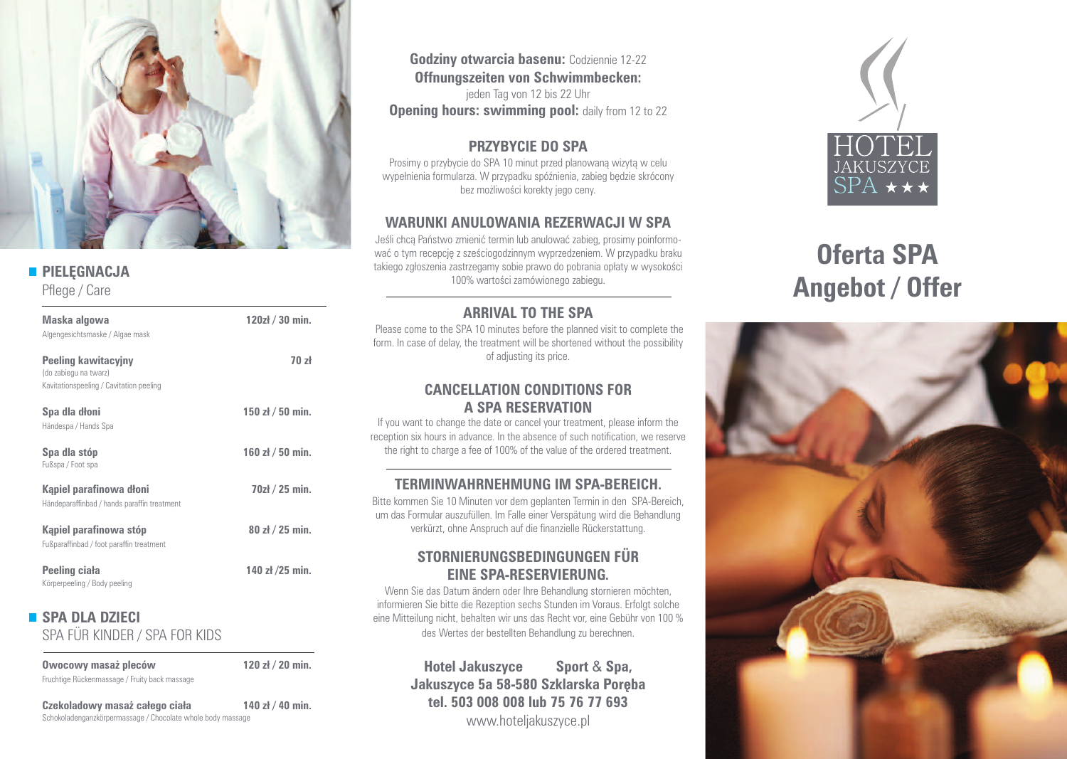## PIELĘGNACJA

Pflege / Care

| | |
|---|---|
| **Maska algowa**<br>Algengesichtsmaske / Algae mask | **120zł / 30 min.** |
| **Peeling kawitacyjny**<br>(do zabiegu na twarz)<br>Kavitationspeeling / Cavitation peeling | **70 zł** |
| **Spa dla dłoni**<br>Händespa / Hands Spa | **150 zł / 50 min.** |
| **Spa dla stóp**<br>Fußspa / Foot spa | **160 zł / 50 min.** |
| **Kąpiel parafinowa dłoni**<br>Händeparaffinbad / hands paraffin treatment | **70zł / 25 min.** |
| **Kąpiel parafinowa stóp**<br>Fußparaffinbad / foot paraffin treatment | **80 zł / 25 min.** |
| **Peeling ciała**<br>Körperpeeling / Body peeling | **140 zł /25 min.** |

## SPA DLA DZIECI

SPA FÜR KINDER / SPA FOR KIDS

| | |
|---|---|
| **Owocowy masaż pleców**<br>Fruchtige Rückenmassage / Fruity back massage | **120 zł / 20 min.** |
| **Czekoladowy masaż całego ciała**<br>Schokoladenganzkörpermassage / Chocolate whole body massage | **140 zł / 40 min.** |

**Godziny otwarcia basenu:** Codziennie 12-22
**Offnungszeiten von Schwimmbecken:**
jeden Tag von 12 bis 22 Uhr
**Opening hours: swimming pool:** daily from 12 to 22

### PRZYBYCIE DO SPA

Prosimy o przybycie do SPA 10 minut przed planowaną wizytą w celu wypełnienia formularza. W przypadku spóźnienia, zabieg będzie skrócony bez możliwości korekty jego ceny.

### WARUNKI ANULOWANIA REZERWACJI W SPA

Jeśli chcą Państwo zmienić termin lub anulować zabieg, prosimy poinformować o tym recepcję z sześciogodzinnym wyprzedzeniem. W przypadku braku takiego zgłoszenia zastrzegamy sobie prawo do pobrania opłaty w wysokości 100% wartości zamówionego zabiegu.

### ARRIVAL TO THE SPA

Please come to the SPA 10 minutes before the planned visit to complete the form. In case of delay, the treatment will be shortened without the possibility of adjusting its price.

### CANCELLATION CONDITIONS FOR A SPA RESERVATION

If you want to change the date or cancel your treatment, please inform the reception six hours in advance. In the absence of such notification, we reserve the right to charge a fee of 100% of the value of the ordered treatment.

### TERMINWAHRNEHMUNG IM SPA-BEREICH.

Bitte kommen Sie 10 Minuten vor dem geplanten Termin in den SPA-Bereich, um das Formular auszufüllen. Im Falle einer Verspätung wird die Behandlung verkürzt, ohne Anspruch auf die finanzielle Rückerstattung.

### STORNIERUNGSBEDINGUNGEN FÜR EINE SPA-RESERVIERUNG.

Wenn Sie das Datum ändern oder Ihre Behandlung stornieren möchten, informieren Sie bitte die Rezeption sechs Stunden im Voraus. Erfolgt solche eine Mitteilung nicht, behalten wir uns das Recht vor, eine Gebühr von 100 % des Wertes der bestellten Behandlung zu berechnen.

**Hotel Jakuszyce Sport & Spa,**
**Jakuszyce 5a 58-580 Szklarska Poręba**
**tel. 503 008 008 lub 75 76 77 693**
www.hoteljakuszyce.pl

HOTEL JAKUSZYCE SPA ★★★

# Oferta SPA
# Angebot / Offer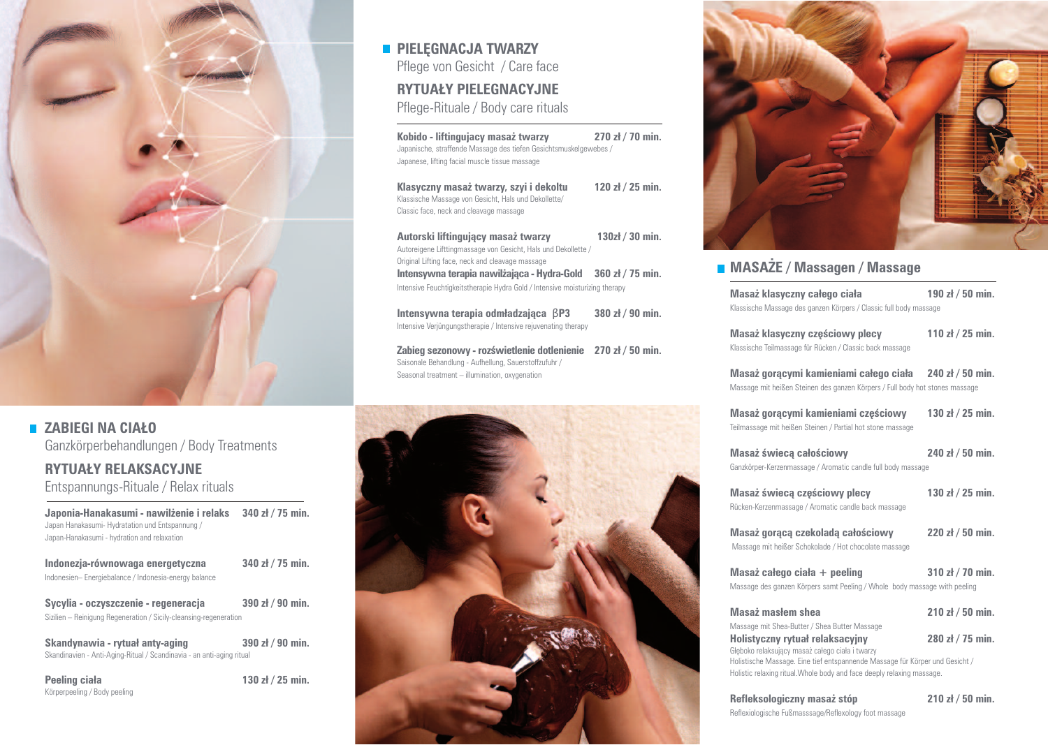## ZABIEGI NA CIAŁO

Ganzkörperbehandlungen / Body Treatments

### RYTUAŁY RELAKSACYJNE

Entspannungs-Rituale / Relax rituals

**Japonia-Hanakasumi - nawilżenie i relaks** **340 zł / 75 min.**
Japan Hanakasumi- Hydratation und Entspannung /
Japan-Hanakasumi - hydration and relaxation

**Indonezja-równowaga energetyczna** **340 zł / 75 min.**
Indonesien– Energiebalance / Indonesia-energy balance

**Sycylia - oczyszczenie - regeneracja** **390 zł / 90 min.**
Sizilien – Reinigung Regeneration / Sicily-cleansing-regeneration

**Skandynawia - rytuał anty-aging** **390 zł / 90 min.**
Skandinavien - Anti-Aging-Ritual / Scandinavia - an anti-aging ritual

**Peeling ciała** **130 zł / 25 min.**
Körperpeeling / Body peeling

## PIELĘGNACJA TWARZY

Pflege von Gesicht / Care face

### RYTUAŁY PIELEGNACYJNE

Pflege-Rituale / Body care rituals

**Kobido - liftingujacy masaż twarzy** **270 zł / 70 min.**
Japanische, straffende Massage des tiefen Gesichtsmuskelgewebes /
Japanese, lifting facial muscle tissue massage

**Klasyczny masaż twarzy, szyi i dekoltu** **120 zł / 25 min.**
Klassische Massage von Gesicht, Hals und Dekollette/
Classic face, neck and cleavage massage

**Autorski liftingujący masaż twarzy** **130zł / 30 min.**
Autoreigene Lifttingmassage von Gesicht, Hals und Dekollette /
Original Lifting face, neck and cleavage massage

**Intensywna terapia nawilżająca - Hydra-Gold** **360 zł / 75 min.**
Intensive Feuchtigkeitstherapie Hydra Gold / Intensive moisturizing therapy

**Intensywna terapia odmładzająca βP3** **380 zł / 90 min.**
Intensive Verjüngungstherapie / Intensive rejuvenating therapy

**Zabieg sezonowy - rozświetlenie dotlenienie** **270 zł / 50 min.**
Saisonale Behandlung - Aufhellung, Sauerstoffzufuhr /
Seasonal treatment – illumination, oxygenation

## MASAŻE / Massagen / Massage

**Masaż klasyczny całego ciała** **190 zł / 50 min.**
Klassische Massage des ganzen Körpers / Classic full body massage

**Masaż klasyczny częściowy plecy** **110 zł / 25 min.**
Klassische Teilmassage für Rücken / Classic back massage

**Masaż gorącymi kamieniami całego ciała** **240 zł / 50 min.**
Massage mit heißen Steinen des ganzen Körpers / Full body hot stones massage

**Masaż gorącymi kamieniami częściowy** **130 zł / 25 min.**
Teilmassage mit heißen Steinen / Partial hot stone massage

**Masaż świecą całościowy** **240 zł / 50 min.**
Ganzkörper-Kerzenmassage / Aromatic candle full body massage

**Masaż świecą częściowy plecy** **130 zł / 25 min.**
Rücken-Kerzenmassage / Aromatic candle back massage

**Masaż gorącą czekoladą całościowy** **220 zł / 50 min.**
Massage mit heißer Schokolade / Hot chocolate massage

**Masaż całego ciała + peeling** **310 zł / 70 min.**
Massage des ganzen Körpers samt Peeling / Whole body massage with peeling

**Masaż masłem shea** **210 zł / 50 min.**
Massage mit Shea-Butter / Shea Butter Massage

**Holistyczny rytuał relaksacyjny** **280 zł / 75 min.**
Głęboko relaksujący masaż całego ciała i twarzy
Holistische Massage. Eine tief entspannende Massage für Körper und Gesicht /
Holistic relaxing ritual.Whole body and face deeply relaxing massage.

**Refleksologiczny masaż stóp** **210 zł / 50 min.**
Reflexiologische Fußmasssage/Reflexology foot massage